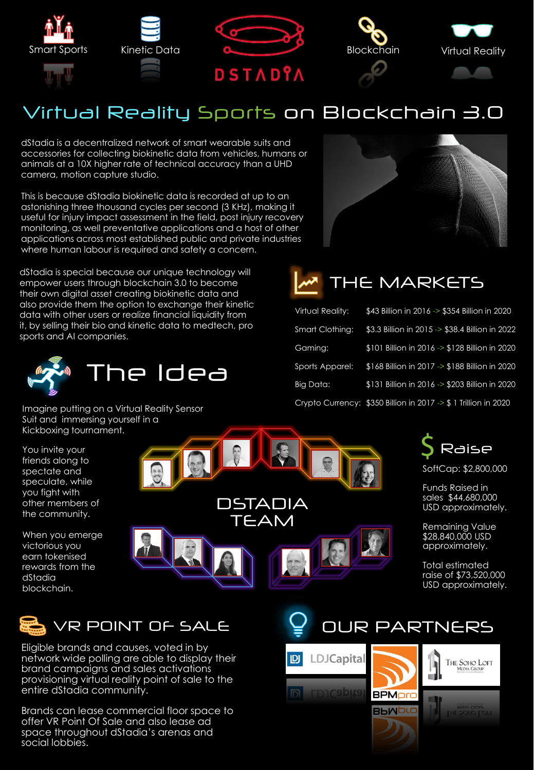Smart Sports · Kinetic Data · DSTADIA · Blockchain · Virtual Reality

# Virtual Reality Sports on Blockchain 3.0

dStadia is a decentralized network of smart wearable suits and accessories for collecting biokinetic data from vehicles, humans or animals at a 10X higher rate of technical accuracy than a UHD camera, motion capture studio.

This is because dStadia biokinetic data is recorded at up to an astonishing three thousand cycles per second (3 KHz), making it useful for injury impact assessment in the field, post injury recovery monitoring, as well preventative applications and a host of other applications across most established public and private industries where human labour is required and safety a concern.

dStadia is special because our unique technology will empower users through blockchain 3.0 to become their own digital asset creating biokinetic data and also provide them the option to exchange their kinetic data with other users or realize financial liquidity from it, by selling their bio and kinetic data to medtech, pro sports and AI companies.

## THE MARKETS

| | |
|---|---|
| Virtual Reality: | $43 Billion in 2016 -> $354 Billion in 2020 |
| Smart Clothing: | $3.3 Billion in 2015 -> $38.4 Billion in 2022 |
| Gaming: | $101 Billion in 2016 -> $128 Billion in 2020 |
| Sports Apparel: | $168 Billion in 2017 -> $188 Billion in 2020 |
| Big Data: | $131 Billion in 2016 -> $203 Billion in 2020 |
| Crypto Currency: | $350 Billion in 2017 -> $ 1 Trillion in 2020 |

## The Idea

Imagine putting on a Virtual Reality Sensor Suit and immersing yourself in a Kickboxing tournament.

You invite your friends along to spectate and speculate, while you fight with other members of the community.

When you emerge victorious you earn tokenised rewards from the dStadia blockchain.

## DSTADIA TEAM

## $ Raise

SoftCap: $2,800,000

Funds Raised in sales $44,680,000 USD approximately.

Remaining Value $28,840,000 USD approximately.

Total estimated raise of $73,520,000 USD approximately.

## VR POINT OF SALE

Eligible brands and causes, voted in by network wide polling are able to display their brand campaigns and sales activations provisioning virtual reality point of sale to the entire dStadia community.

Brands can lease commercial floor space to offer VR Point Of Sale and also lease ad space throughout dStadia's arenas and social lobbies.

## OUR PARTNERS

LDJCapital · BPMpro · The Soho Loft Media Group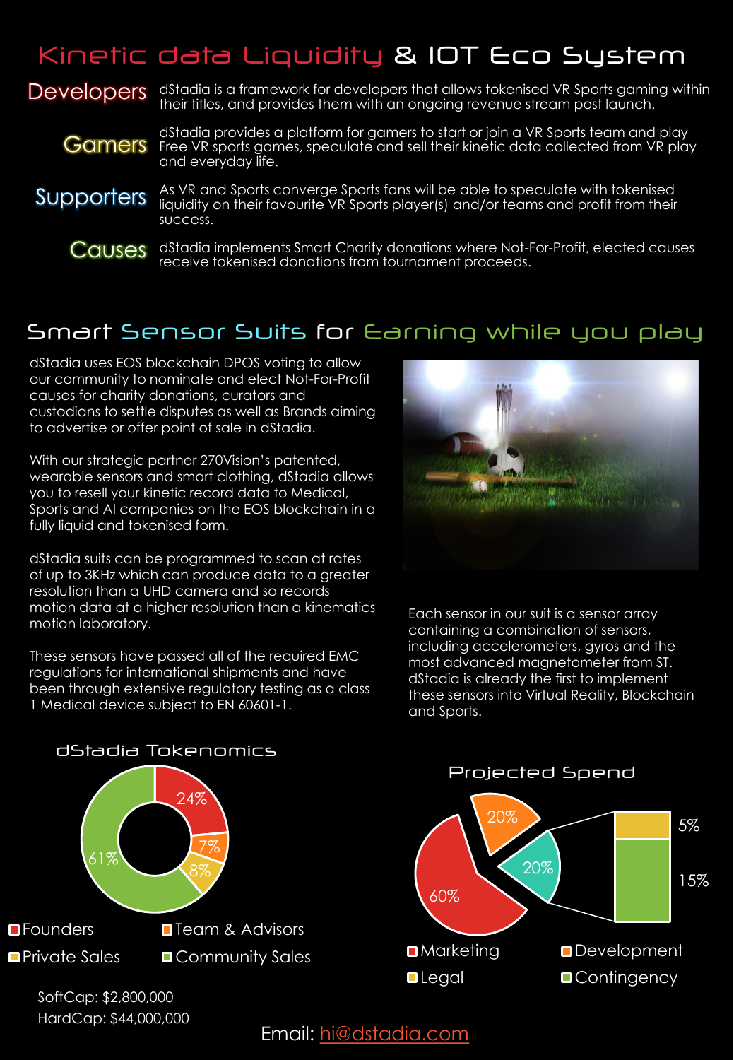# Kinetic data Liquidity & IOT Eco System

**Developers** dStadia is a framework for developers that allows tokenised VR Sports gaming within their titles, and provides them with an ongoing revenue stream post launch.

**Gamers** dStadia provides a platform for gamers to start or join a VR Sports team and play Free VR sports games, speculate and sell their kinetic data collected from VR play and everyday life.

**Supporters** As VR and Sports converge Sports fans will be able to speculate with tokenised liquidity on their favourite VR Sports player(s) and/or teams and profit from their success.

**Causes** dStadia implements Smart Charity donations where Not-For-Profit, elected causes receive tokenised donations from tournament proceeds.

# Smart Sensor Suits for Earning while you play

dStadia uses EOS blockchain DPOS voting to allow our community to nominate and elect Not-For-Profit causes for charity donations, curators and custodians to settle disputes as well as Brands aiming to advertise or offer point of sale in dStadia.

With our strategic partner 270Vision's patented, wearable sensors and smart clothing, dStadia allows you to resell your kinetic record data to Medical, Sports and AI companies on the EOS blockchain in a fully liquid and tokenised form.

dStadia suits can be programmed to scan at rates of up to 3KHz which can produce data to a greater resolution than a UHD camera and so records motion data at a higher resolution than a kinematics motion laboratory.

These sensors have passed all of the required EMC regulations for international shipments and have been through extensive regulatory testing as a class 1 Medical device subject to EN 60601-1.

Each sensor in our suit is a sensor array containing a combination of sensors, including accelerometers, gyros and the most advanced magnetometer from ST. dStadia is already the first to implement these sensors into Virtual Reality, Blockchain and Sports.

## dStadia Tokenomics

24%
7%
8%
61%

Founders
Team & Advisors
Private Sales
Community Sales

SoftCap: $2,800,000
HardCap: $44,000,000

## Projected Spend

20%
20%
60%
5%
15%

Marketing
Development
Legal
Contingency

Email: hi@dstadia.com